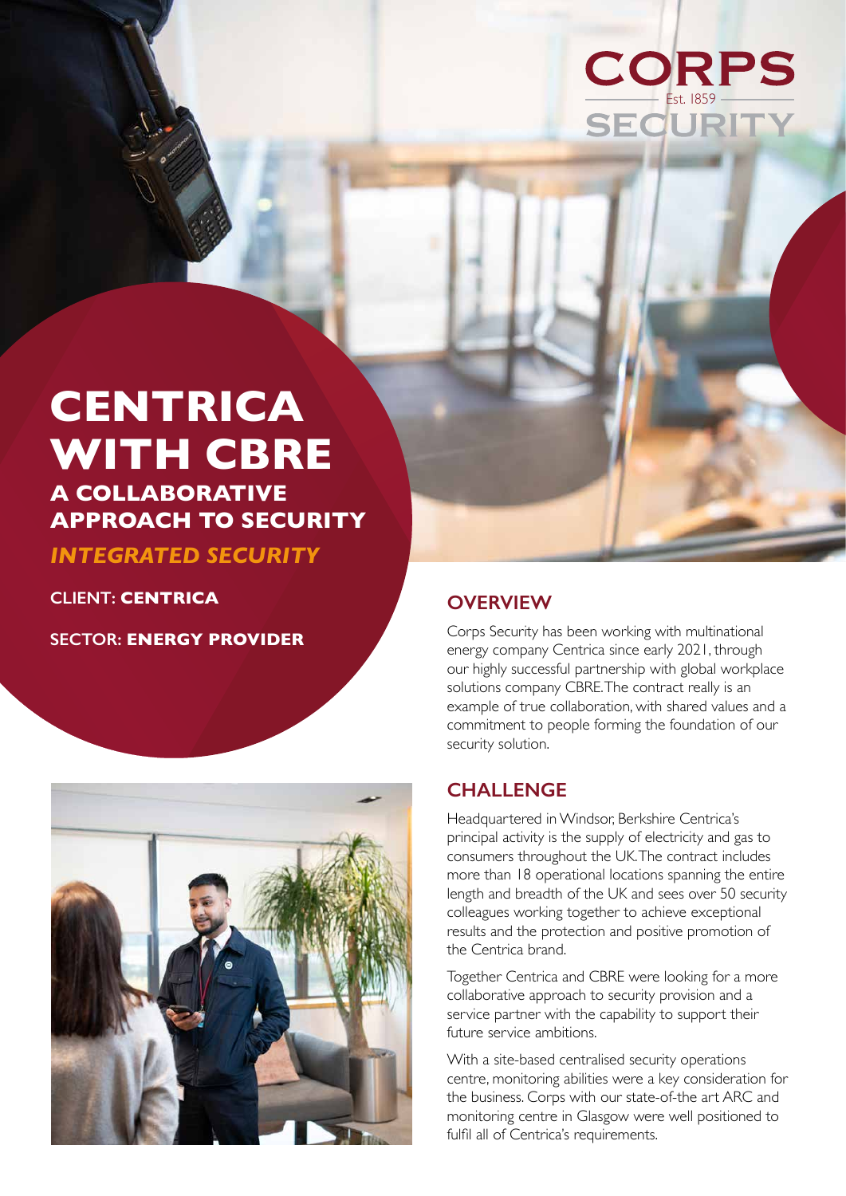CORPS
Est. 1859
SECURITY

# CENTRICA WITH CBRE

## A COLLABORATIVE APPROACH TO SECURITY

***INTEGRATED SECURITY***

CLIENT: **CENTRICA**

SECTOR: **ENERGY PROVIDER**

## OVERVIEW

Corps Security has been working with multinational energy company Centrica since early 2021, through our highly successful partnership with global workplace solutions company CBRE. The contract really is an example of true collaboration, with shared values and a commitment to people forming the foundation of our security solution.

## CHALLENGE

Headquartered in Windsor, Berkshire Centrica's principal activity is the supply of electricity and gas to consumers throughout the UK. The contract includes more than 18 operational locations spanning the entire length and breadth of the UK and sees over 50 security colleagues working together to achieve exceptional results and the protection and positive promotion of the Centrica brand.

Together Centrica and CBRE were looking for a more collaborative approach to security provision and a service partner with the capability to support their future service ambitions.

With a site-based centralised security operations centre, monitoring abilities were a key consideration for the business. Corps with our state-of-the art ARC and monitoring centre in Glasgow were well positioned to fulfil all of Centrica's requirements.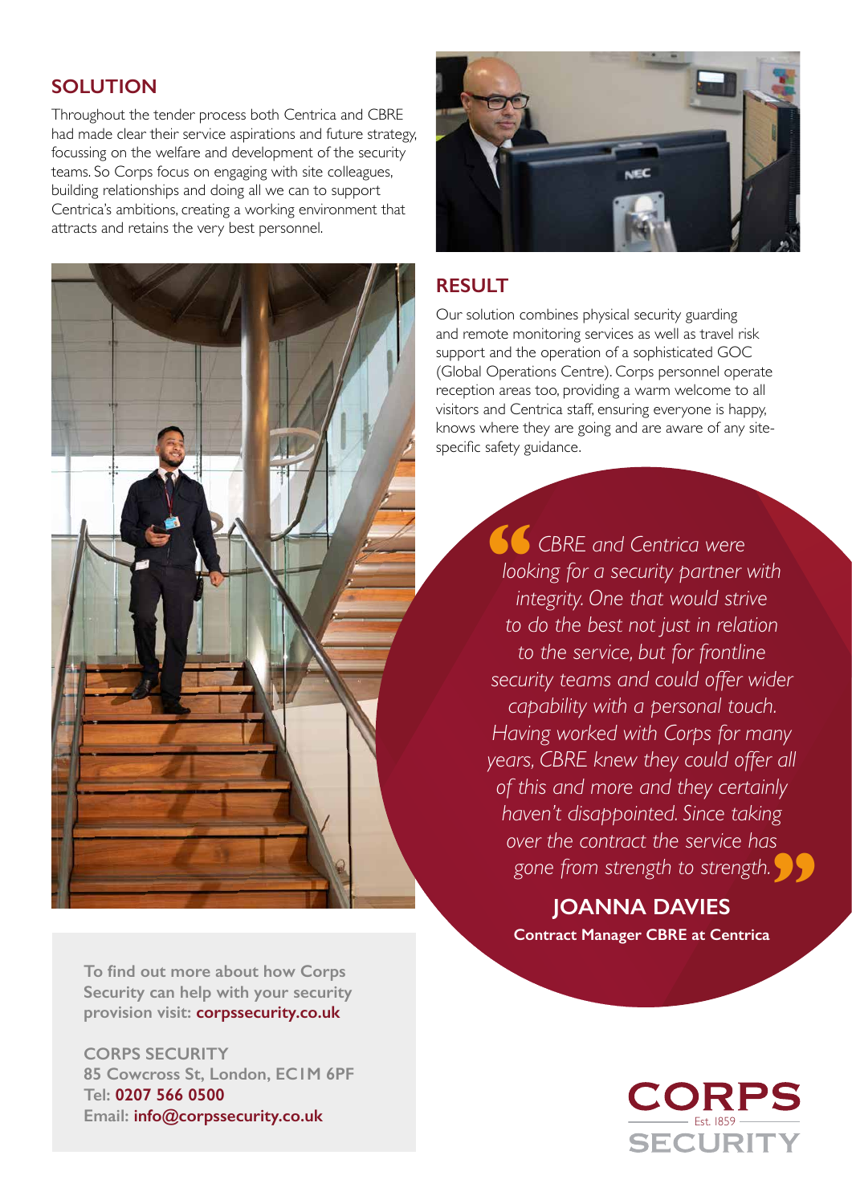## SOLUTION

Throughout the tender process both Centrica and CBRE had made clear their service aspirations and future strategy, focussing on the welfare and development of the security teams. So Corps focus on engaging with site colleagues, building relationships and doing all we can to support Centrica's ambitions, creating a working environment that attracts and retains the very best personnel.

## RESULT

Our solution combines physical security guarding and remote monitoring services as well as travel risk support and the operation of a sophisticated GOC (Global Operations Centre). Corps personnel operate reception areas too, providing a warm welcome to all visitors and Centrica staff, ensuring everyone is happy, knows where they are going and are aware of any site-specific safety guidance.

> *“CBRE and Centrica were looking for a security partner with integrity. One that would strive to do the best not just in relation to the service, but for frontline security teams and could offer wider capability with a personal touch. Having worked with Corps for many years, CBRE knew they could offer all of this and more and they certainly haven't disappointed. Since taking over the contract the service has gone from strength to strength.”*

**JOANNA DAVIES**
**Contract Manager CBRE at Centrica**

**To find out more about how Corps Security can help with your security provision visit: corpssecurity.co.uk**

**CORPS SECURITY**
**85 Cowcross St, London, EC1M 6PF**
**Tel: 0207 566 0500**
**Email: info@corpssecurity.co.uk**

CORPS
Est. 1859
SECURITY